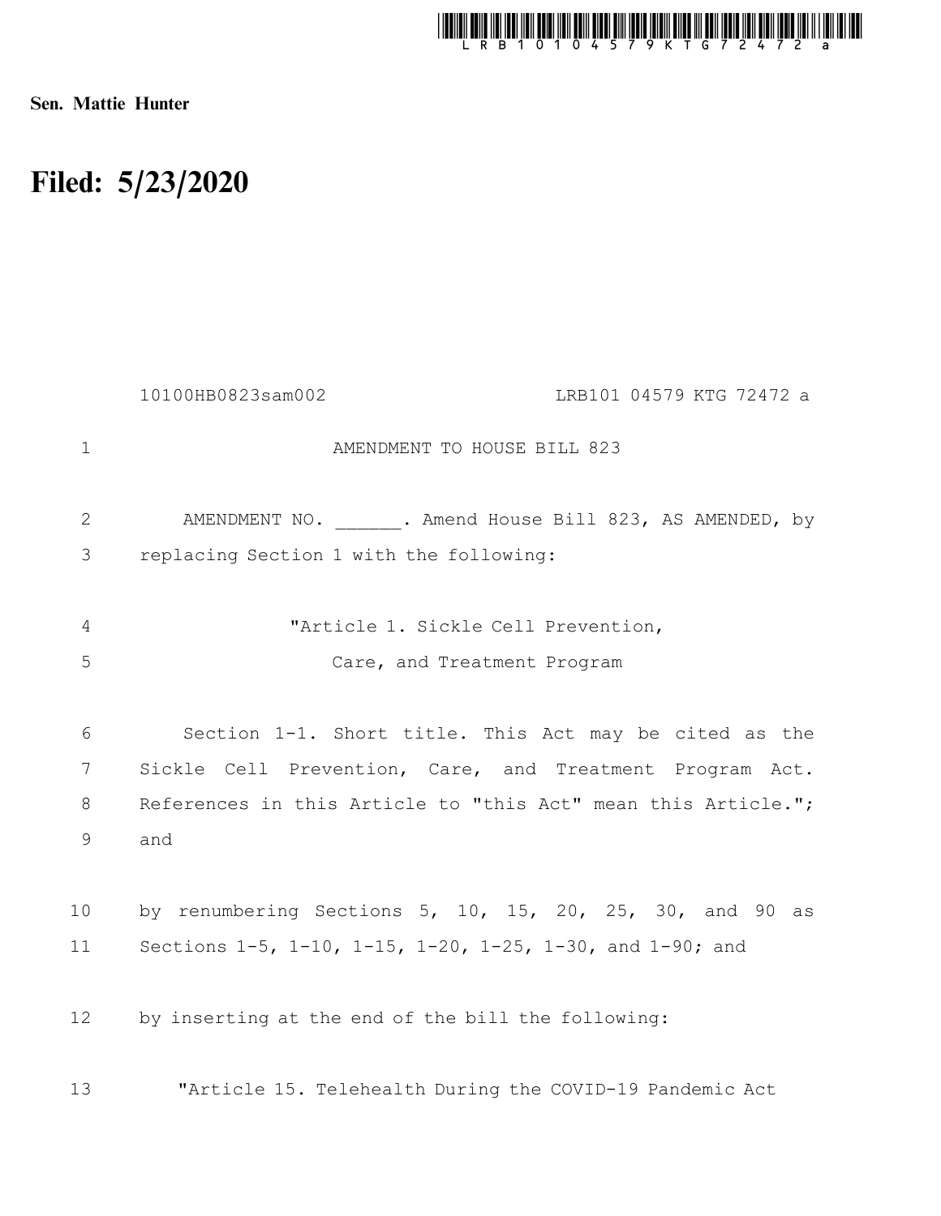Sen. Mattie Hunter

# Filed: 5/23/2020

10100HB0823sam002 LRB101 04579 KTG 72472 a

AMENDMENT TO HOUSE BILL 823

AMENDMENT NO. ______. Amend House Bill 823, AS AMENDED, by replacing Section 1 with the following:

"Article 1. Sickle Cell Prevention, Care, and Treatment Program

Section 1-1. Short title. This Act may be cited as the Sickle Cell Prevention, Care, and Treatment Program Act. References in this Article to "this Act" mean this Article."; and

by renumbering Sections 5, 10, 15, 20, 25, 30, and 90 as Sections 1-5, 1-10, 1-15, 1-20, 1-25, 1-30, and 1-90; and

by inserting at the end of the bill the following:

"Article 15. Telehealth During the COVID-19 Pandemic Act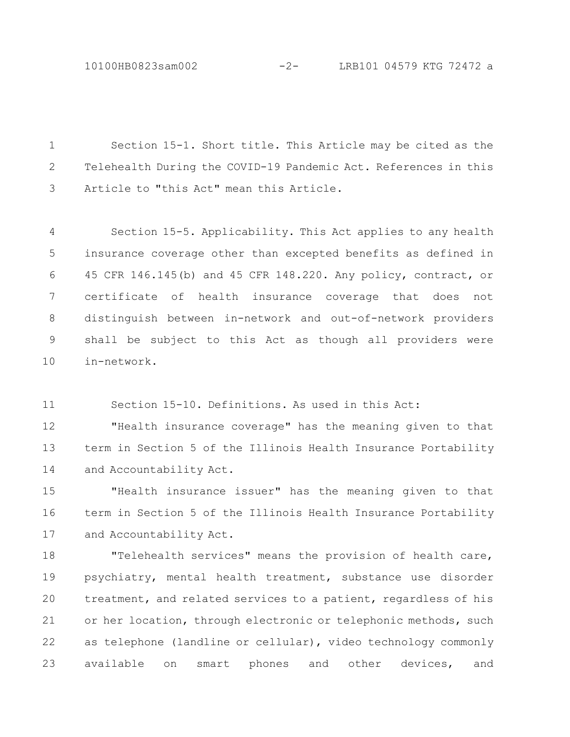Section 15-1. Short title. This Article may be cited as the Telehealth During the COVID-19 Pandemic Act. References in this Article to "this Act" mean this Article.

Section 15-5. Applicability. This Act applies to any health insurance coverage other than excepted benefits as defined in 45 CFR 146.145(b) and 45 CFR 148.220. Any policy, contract, or certificate of health insurance coverage that does not distinguish between in-network and out-of-network providers shall be subject to this Act as though all providers were in-network.

Section 15-10. Definitions. As used in this Act:

"Health insurance coverage" has the meaning given to that term in Section 5 of the Illinois Health Insurance Portability and Accountability Act.

"Health insurance issuer" has the meaning given to that term in Section 5 of the Illinois Health Insurance Portability and Accountability Act.

"Telehealth services" means the provision of health care, psychiatry, mental health treatment, substance use disorder treatment, and related services to a patient, regardless of his or her location, through electronic or telephonic methods, such as telephone (landline or cellular), video technology commonly available on smart phones and other devices, and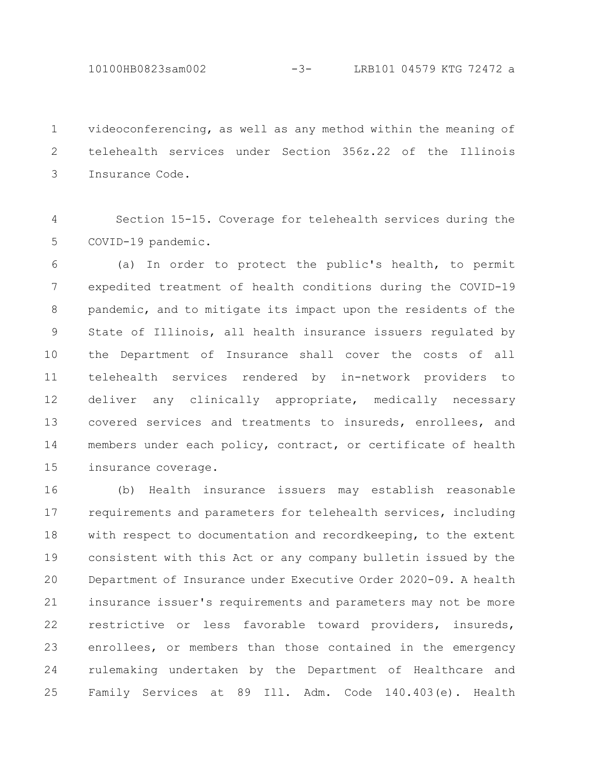videoconferencing, as well as any method within the meaning of telehealth services under Section 356z.22 of the Illinois Insurance Code.

Section 15-15. Coverage for telehealth services during the COVID-19 pandemic.

(a) In order to protect the public's health, to permit expedited treatment of health conditions during the COVID-19 pandemic, and to mitigate its impact upon the residents of the State of Illinois, all health insurance issuers regulated by the Department of Insurance shall cover the costs of all telehealth services rendered by in-network providers to deliver any clinically appropriate, medically necessary covered services and treatments to insureds, enrollees, and members under each policy, contract, or certificate of health insurance coverage.

(b) Health insurance issuers may establish reasonable requirements and parameters for telehealth services, including with respect to documentation and recordkeeping, to the extent consistent with this Act or any company bulletin issued by the Department of Insurance under Executive Order 2020-09. A health insurance issuer's requirements and parameters may not be more restrictive or less favorable toward providers, insureds, enrollees, or members than those contained in the emergency rulemaking undertaken by the Department of Healthcare and Family Services at 89 Ill. Adm. Code 140.403(e). Health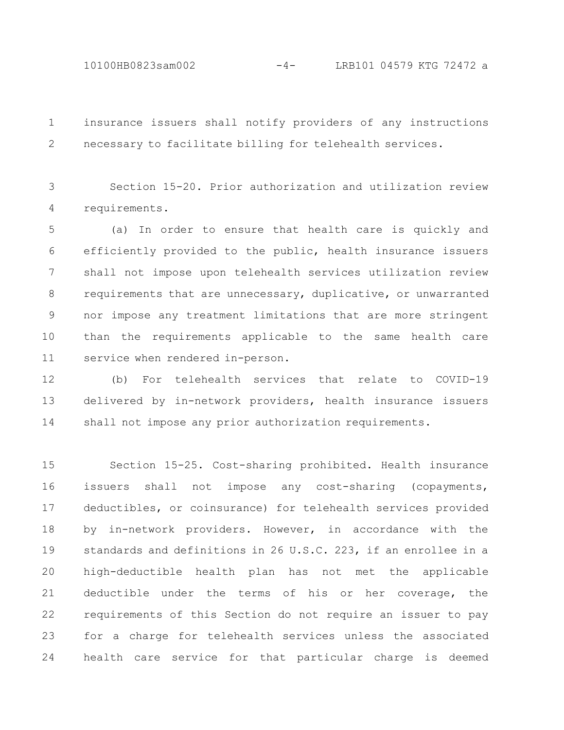insurance issuers shall notify providers of any instructions necessary to facilitate billing for telehealth services.

Section 15-20. Prior authorization and utilization review requirements.

(a) In order to ensure that health care is quickly and efficiently provided to the public, health insurance issuers shall not impose upon telehealth services utilization review requirements that are unnecessary, duplicative, or unwarranted nor impose any treatment limitations that are more stringent than the requirements applicable to the same health care service when rendered in-person.

(b) For telehealth services that relate to COVID-19 delivered by in-network providers, health insurance issuers shall not impose any prior authorization requirements.

Section 15-25. Cost-sharing prohibited. Health insurance issuers shall not impose any cost-sharing (copayments, deductibles, or coinsurance) for telehealth services provided by in-network providers. However, in accordance with the standards and definitions in 26 U.S.C. 223, if an enrollee in a high-deductible health plan has not met the applicable deductible under the terms of his or her coverage, the requirements of this Section do not require an issuer to pay for a charge for telehealth services unless the associated health care service for that particular charge is deemed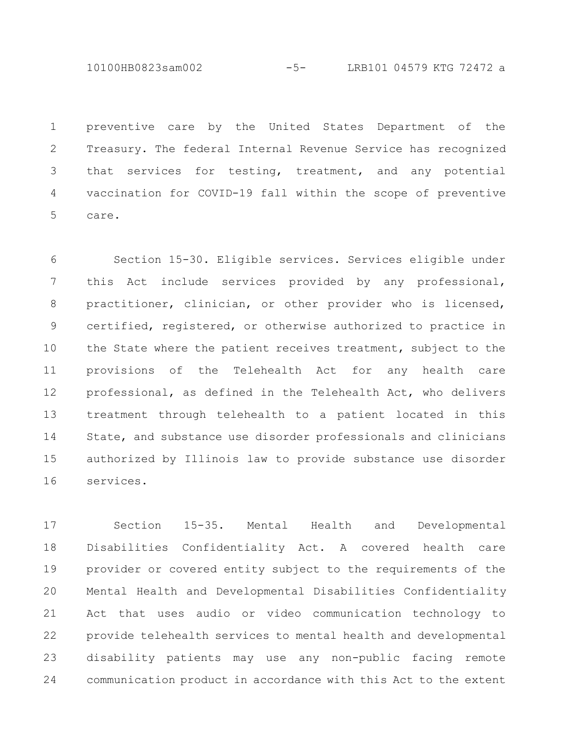preventive care by the United States Department of the Treasury. The federal Internal Revenue Service has recognized that services for testing, treatment, and any potential vaccination for COVID-19 fall within the scope of preventive care.

Section 15-30. Eligible services. Services eligible under this Act include services provided by any professional, practitioner, clinician, or other provider who is licensed, certified, registered, or otherwise authorized to practice in the State where the patient receives treatment, subject to the provisions of the Telehealth Act for any health care professional, as defined in the Telehealth Act, who delivers treatment through telehealth to a patient located in this State, and substance use disorder professionals and clinicians authorized by Illinois law to provide substance use disorder services.

Section 15-35. Mental Health and Developmental Disabilities Confidentiality Act. A covered health care provider or covered entity subject to the requirements of the Mental Health and Developmental Disabilities Confidentiality Act that uses audio or video communication technology to provide telehealth services to mental health and developmental disability patients may use any non-public facing remote communication product in accordance with this Act to the extent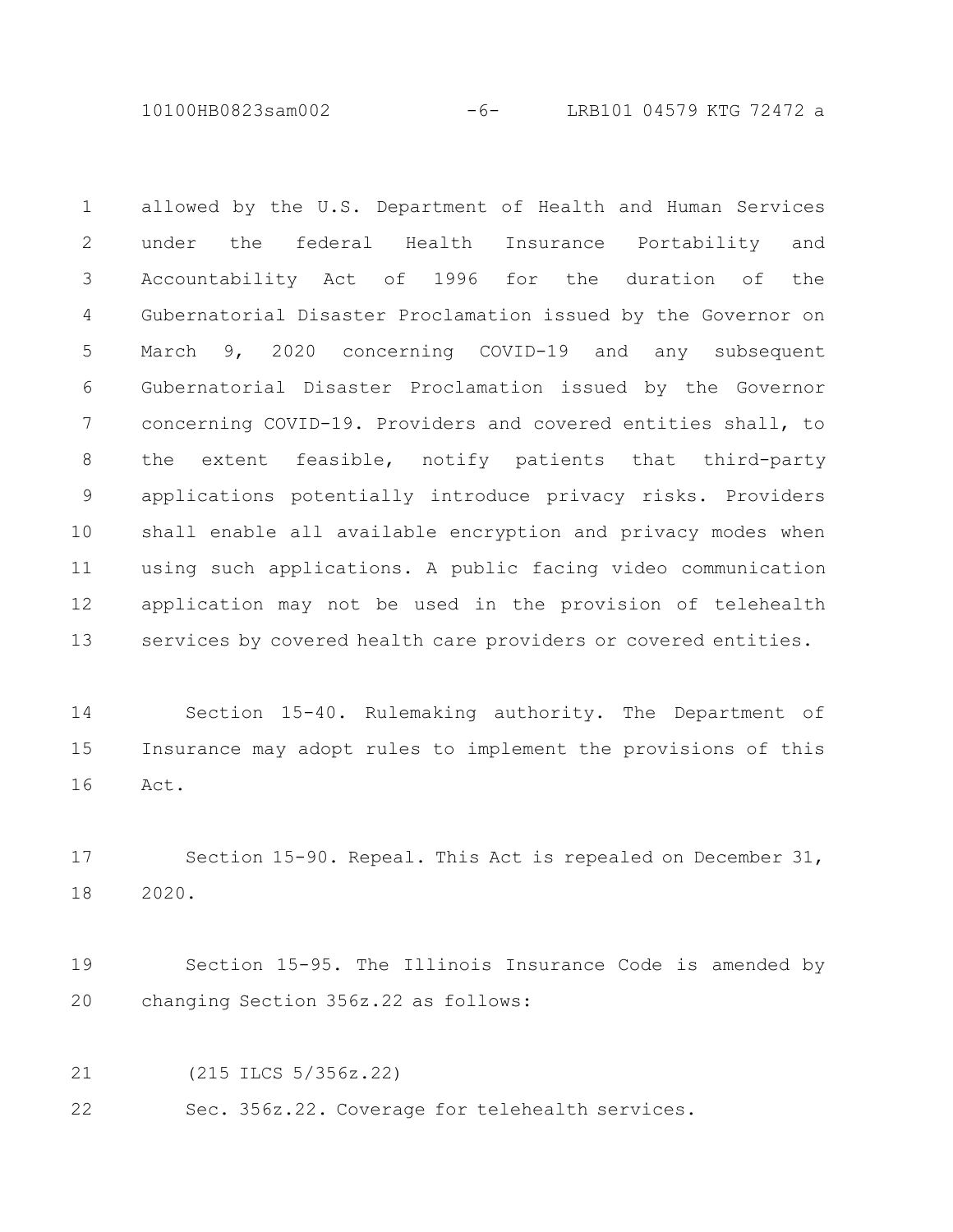allowed by the U.S. Department of Health and Human Services under the federal Health Insurance Portability and Accountability Act of 1996 for the duration of the Gubernatorial Disaster Proclamation issued by the Governor on March 9, 2020 concerning COVID-19 and any subsequent Gubernatorial Disaster Proclamation issued by the Governor concerning COVID-19. Providers and covered entities shall, to the extent feasible, notify patients that third-party applications potentially introduce privacy risks. Providers shall enable all available encryption and privacy modes when using such applications. A public facing video communication application may not be used in the provision of telehealth services by covered health care providers or covered entities.

Section 15-40. Rulemaking authority. The Department of Insurance may adopt rules to implement the provisions of this Act.

Section 15-90. Repeal. This Act is repealed on December 31, 2020.

Section 15-95. The Illinois Insurance Code is amended by changing Section 356z.22 as follows:

(215 ILCS 5/356z.22)

Sec. 356z.22. Coverage for telehealth services.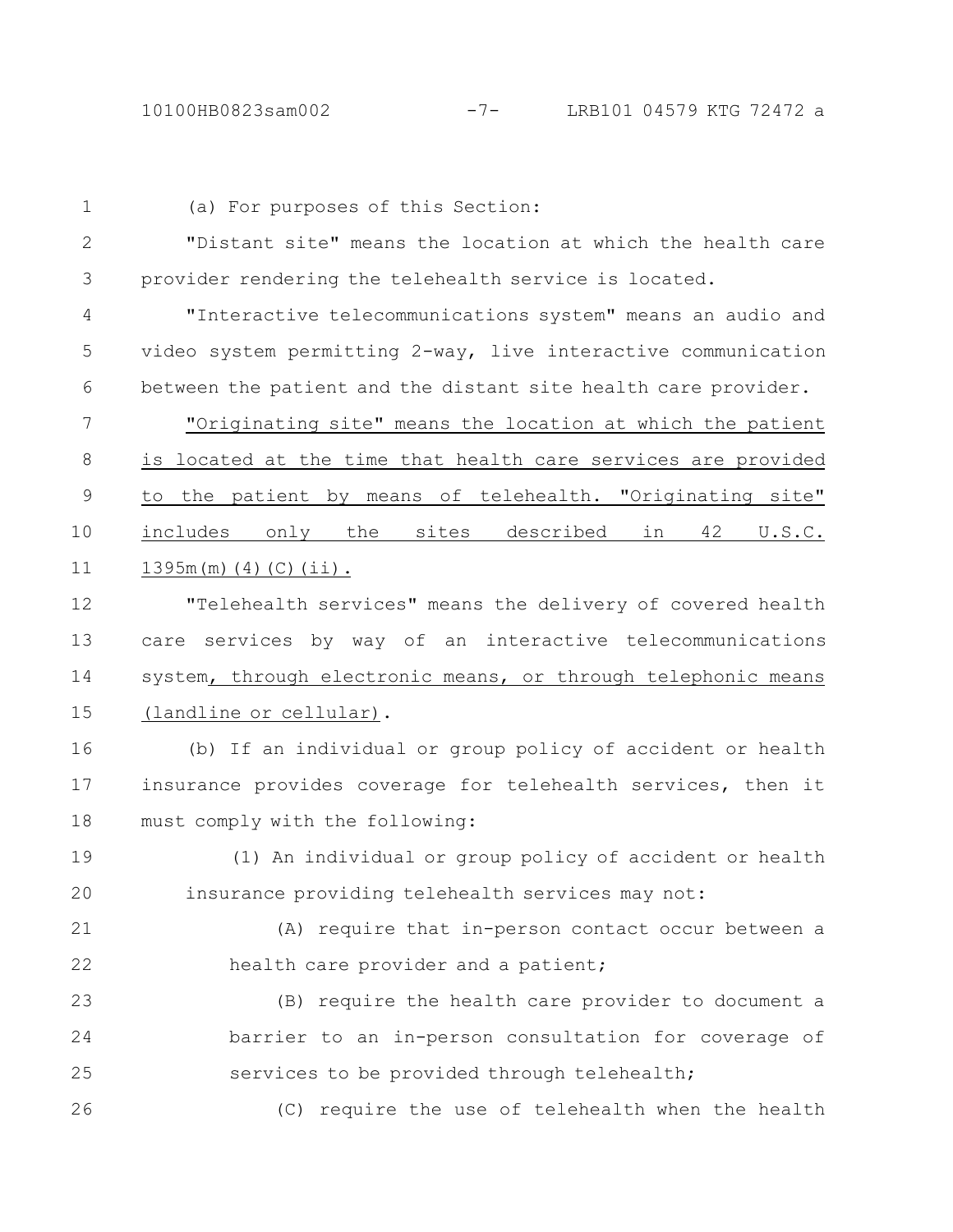(a) For purposes of this Section:

"Distant site" means the location at which the health care provider rendering the telehealth service is located.

"Interactive telecommunications system" means an audio and video system permitting 2-way, live interactive communication between the patient and the distant site health care provider.

"Originating site" means the location at which the patient is located at the time that health care services are provided to the patient by means of telehealth. "Originating site" includes only the sites described in 42 U.S.C. 1395m(m)(4)(C)(ii).

"Telehealth services" means the delivery of covered health care services by way of an interactive telecommunications system, through electronic means, or through telephonic means (landline or cellular).

(b) If an individual or group policy of accident or health insurance provides coverage for telehealth services, then it must comply with the following:

(1) An individual or group policy of accident or health insurance providing telehealth services may not:

(A) require that in-person contact occur between a health care provider and a patient;

(B) require the health care provider to document a barrier to an in-person consultation for coverage of services to be provided through telehealth;

(C) require the use of telehealth when the health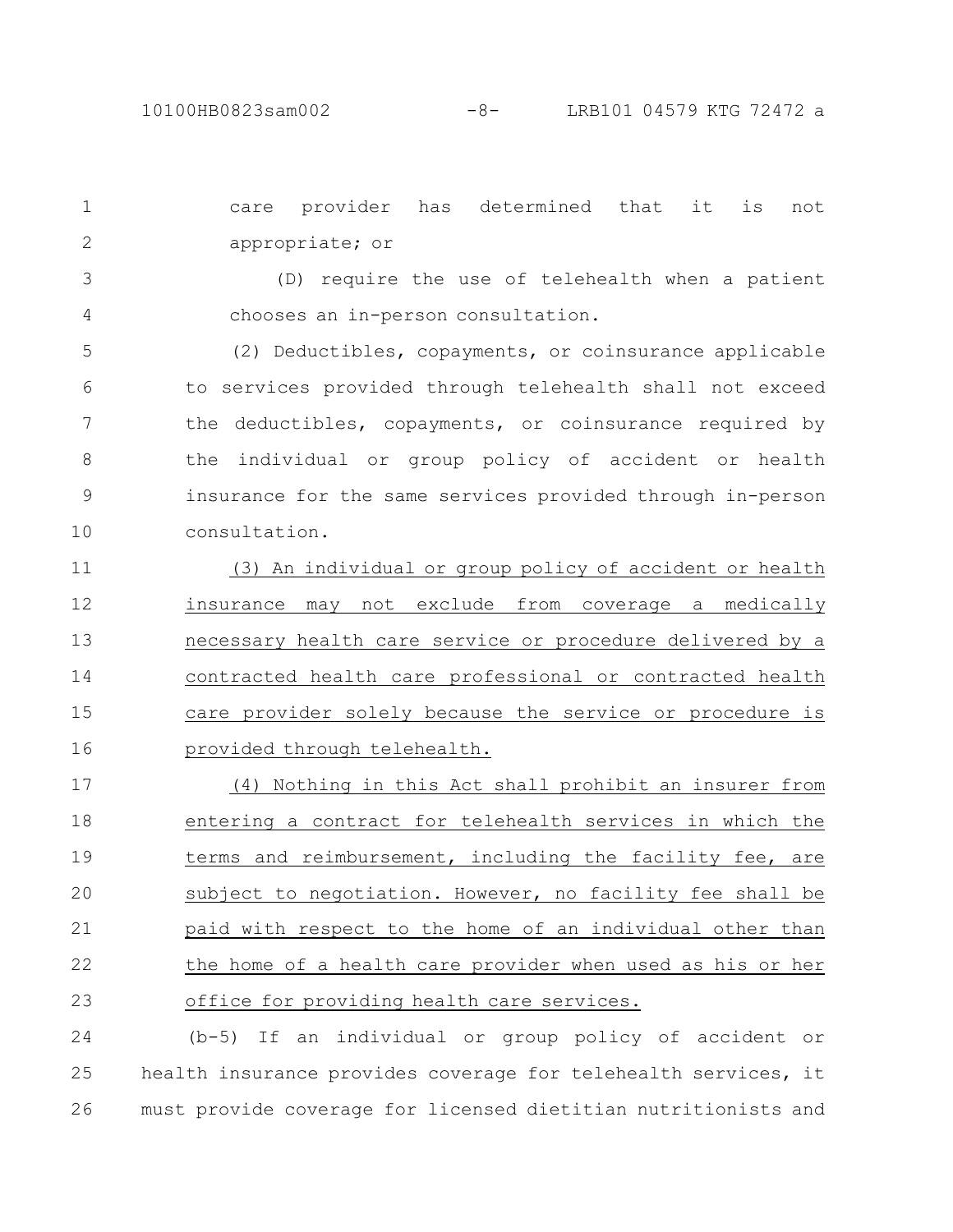care provider has determined that it is not appropriate; or

(D) require the use of telehealth when a patient chooses an in-person consultation.

(2) Deductibles, copayments, or coinsurance applicable to services provided through telehealth shall not exceed the deductibles, copayments, or coinsurance required by the individual or group policy of accident or health insurance for the same services provided through in-person consultation.

<u>(3) An individual or group policy of accident or health insurance may not exclude from coverage a medically necessary health care service or procedure delivered by a contracted health care professional or contracted health care provider solely because the service or procedure is provided through telehealth.</u>

<u>(4) Nothing in this Act shall prohibit an insurer from entering a contract for telehealth services in which the terms and reimbursement, including the facility fee, are subject to negotiation. However, no facility fee shall be paid with respect to the home of an individual other than the home of a health care provider when used as his or her office for providing health care services.</u>

(b-5) If an individual or group policy of accident or health insurance provides coverage for telehealth services, it must provide coverage for licensed dietitian nutritionists and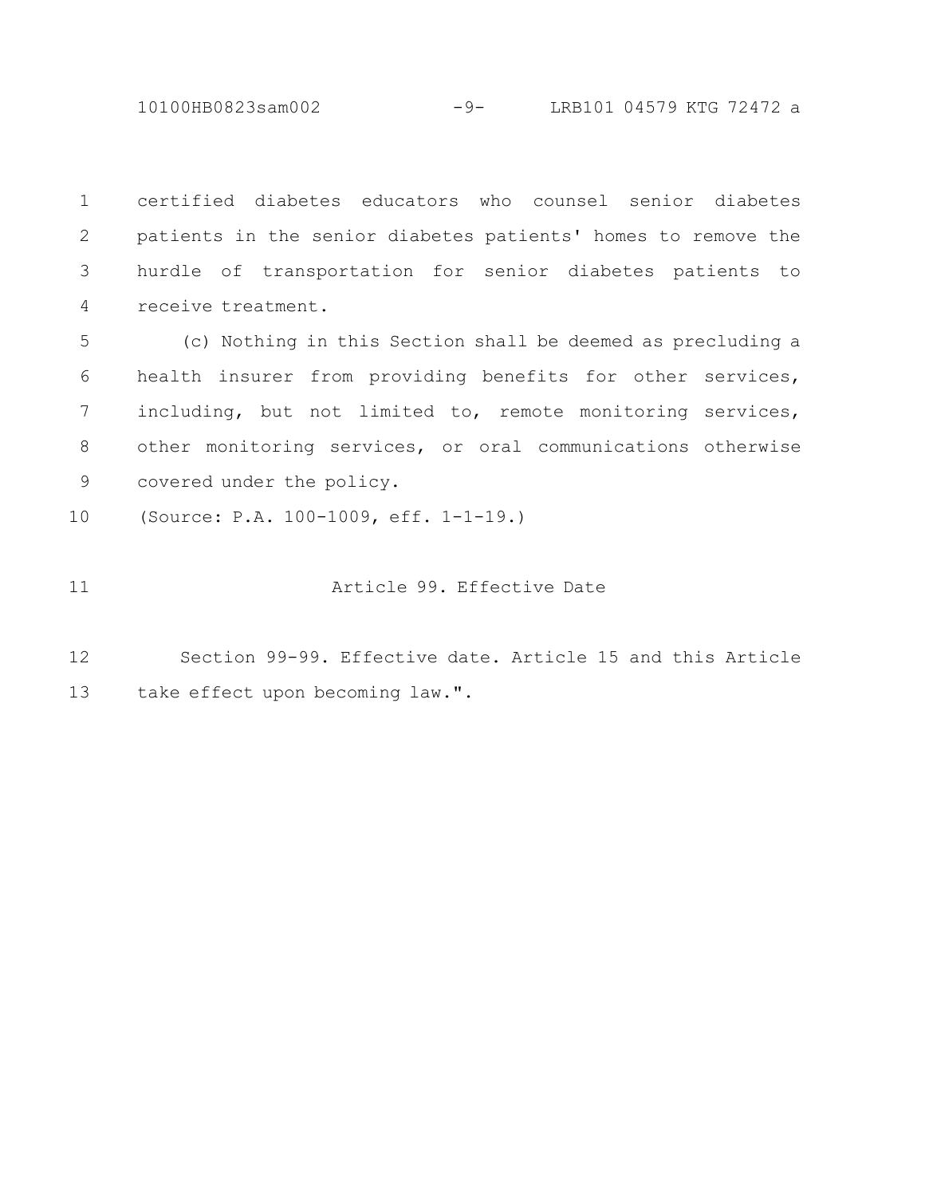certified diabetes educators who counsel senior diabetes patients in the senior diabetes patients' homes to remove the hurdle of transportation for senior diabetes patients to receive treatment.

(c) Nothing in this Section shall be deemed as precluding a health insurer from providing benefits for other services, including, but not limited to, remote monitoring services, other monitoring services, or oral communications otherwise covered under the policy.

(Source: P.A. 100-1009, eff. 1-1-19.)

Article 99. Effective Date

Section 99-99. Effective date. Article 15 and this Article take effect upon becoming law.".